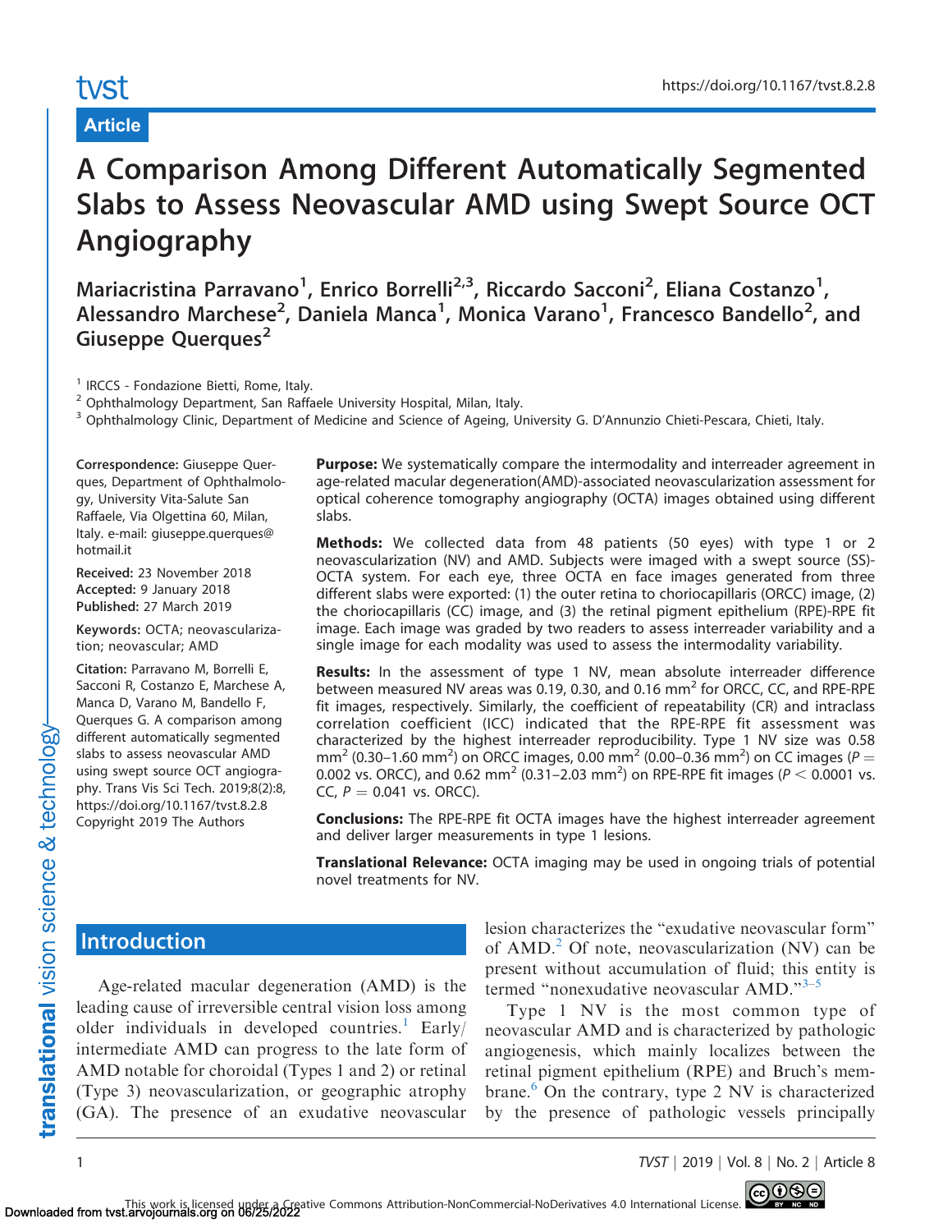Article

# A Comparison Among Different Automatically Segmented Slabs to Assess Neovascular AMD using Swept Source OCT Angiography

Mariacristina Parravano[1], Enrico Borrelli[2,3], Riccardo Sacconi[2], Eliana Costanzo[1], Alessandro Marchese[2], Daniela Manca[1], Monica Varano[1], Francesco Bandello[2], and Giuseppe Querques[2]

[1] IRCCS - Fondazione Bietti, Rome, Italy.
[2] Ophthalmology Department, San Raffaele University Hospital, Milan, Italy.
[3] Ophthalmology Clinic, Department of Medicine and Science of Ageing, University G. D'Annunzio Chieti-Pescara, Chieti, Italy.

**Correspondence:** Giuseppe Querques, Department of Ophthalmology, University Vita-Salute San Raffaele, Via Olgettina 60, Milan, Italy. e-mail: giuseppe.querques@hotmail.it

**Received:** 23 November 2018
**Accepted:** 9 January 2018
**Published:** 27 March 2019

**Keywords:** OCTA; neovascularization; neovascular; AMD

**Citation:** Parravano M, Borrelli E, Sacconi R, Costanzo E, Marchese A, Manca D, Varano M, Bandello F, Querques G. A comparison among different automatically segmented slabs to assess neovascular AMD using swept source OCT angiography. Trans Vis Sci Tech. 2019;8(2):8, https://doi.org/10.1167/tvst.8.2.8
Copyright 2019 The Authors

**Purpose:** We systematically compare the intermodality and interreader agreement in age-related macular degeneration(AMD)-associated neovascularization assessment for optical coherence tomography angiography (OCTA) images obtained using different slabs.

**Methods:** We collected data from 48 patients (50 eyes) with type 1 or 2 neovascularization (NV) and AMD. Subjects were imaged with a swept source (SS)-OCTA system. For each eye, three OCTA en face images generated from three different slabs were exported: (1) the outer retina to choriocapillaris (ORCC) image, (2) the choriocapillaris (CC) image, and (3) the retinal pigment epithelium (RPE)-RPE fit image. Each image was graded by two readers to assess interreader variability and a single image for each modality was used to assess the intermodality variability.

**Results:** In the assessment of type 1 NV, mean absolute interreader difference between measured NV areas was 0.19, 0.30, and 0.16 $mm^2$ for ORCC, CC, and RPE-RPE fit images, respectively. Similarly, the coefficient of repeatability (CR) and intraclass correlation coefficient (ICC) indicated that the RPE-RPE fit assessment was characterized by the highest interreader reproducibility. Type 1 NV size was 0.58 $mm^2$ (0.30–1.60 $mm^2$) on ORCC images, 0.00 $mm^2$ (0.00–0.36 $mm^2$) on CC images ($P = 0.002$ vs. ORCC), and 0.62 $mm^2$ (0.31–2.03 $mm^2$) on RPE-RPE fit images ($P < 0.0001$ vs. CC, $P = 0.041$ vs. ORCC).

**Conclusions:** The RPE-RPE fit OCTA images have the highest interreader agreement and deliver larger measurements in type 1 lesions.

**Translational Relevance:** OCTA imaging may be used in ongoing trials of potential novel treatments for NV.

## Introduction

Age-related macular degeneration (AMD) is the leading cause of irreversible central vision loss among older individuals in developed countries.[1] Early/intermediate AMD can progress to the late form of AMD notable for choroidal (Types 1 and 2) or retinal (Type 3) neovascularization, or geographic atrophy (GA). The presence of an exudative neovascular lesion characterizes the "exudative neovascular form" of AMD.[2] Of note, neovascularization (NV) can be present without accumulation of fluid; this entity is termed "nonexudative neovascular AMD."[3–5]

Type 1 NV is the most common type of neovascular AMD and is characterized by pathologic angiogenesis, which mainly localizes between the retinal pigment epithelium (RPE) and Bruch's membrane.[6] On the contrary, type 2 NV is characterized by the presence of pathologic vessels principally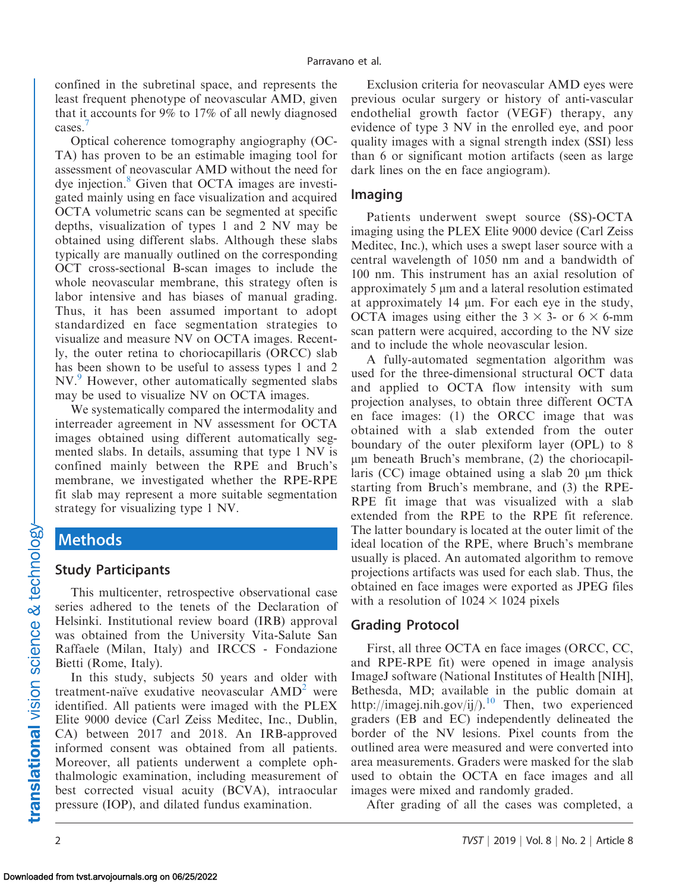confined in the subretinal space, and represents the least frequent phenotype of neovascular AMD, given that it accounts for 9% to 17% of all newly diagnosed cases.[7]

Optical coherence tomography angiography (OCTA) has proven to be an estimable imaging tool for assessment of neovascular AMD without the need for dye injection.[8] Given that OCTA images are investigated mainly using en face visualization and acquired OCTA volumetric scans can be segmented at specific depths, visualization of types 1 and 2 NV may be obtained using different slabs. Although these slabs typically are manually outlined on the corresponding OCT cross-sectional B-scan images to include the whole neovascular membrane, this strategy often is labor intensive and has biases of manual grading. Thus, it has been assumed important to adopt standardized en face segmentation strategies to visualize and measure NV on OCTA images. Recently, the outer retina to choriocapillaris (ORCC) slab has been shown to be useful to assess types 1 and 2 NV.[9] However, other automatically segmented slabs may be used to visualize NV on OCTA images.

We systematically compared the intermodality and interreader agreement in NV assessment for OCTA images obtained using different automatically segmented slabs. In details, assuming that type 1 NV is confined mainly between the RPE and Bruch's membrane, we investigated whether the RPE-RPE fit slab may represent a more suitable segmentation strategy for visualizing type 1 NV.

# Methods

## Study Participants

This multicenter, retrospective observational case series adhered to the tenets of the Declaration of Helsinki. Institutional review board (IRB) approval was obtained from the University Vita-Salute San Raffaele (Milan, Italy) and IRCCS - Fondazione Bietti (Rome, Italy).

In this study, subjects 50 years and older with treatment-naïve exudative neovascular AMD[2] were identified. All patients were imaged with the PLEX Elite 9000 device (Carl Zeiss Meditec, Inc., Dublin, CA) between 2017 and 2018. An IRB-approved informed consent was obtained from all patients. Moreover, all patients underwent a complete ophthalmologic examination, including measurement of best corrected visual acuity (BCVA), intraocular pressure (IOP), and dilated fundus examination.

Exclusion criteria for neovascular AMD eyes were previous ocular surgery or history of anti-vascular endothelial growth factor (VEGF) therapy, any evidence of type 3 NV in the enrolled eye, and poor quality images with a signal strength index (SSI) less than 6 or significant motion artifacts (seen as large dark lines on the en face angiogram).

## Imaging

Patients underwent swept source (SS)-OCTA imaging using the PLEX Elite 9000 device (Carl Zeiss Meditec, Inc.), which uses a swept laser source with a central wavelength of 1050 nm and a bandwidth of 100 nm. This instrument has an axial resolution of approximately 5 μm and a lateral resolution estimated at approximately 14 μm. For each eye in the study, OCTA images using either the $3 \times 3$- or $6 \times 6$-mm scan pattern were acquired, according to the NV size and to include the whole neovascular lesion.

A fully-automated segmentation algorithm was used for the three-dimensional structural OCT data and applied to OCTA flow intensity with sum projection analyses, to obtain three different OCTA en face images: (1) the ORCC image that was obtained with a slab extended from the outer boundary of the outer plexiform layer (OPL) to 8 μm beneath Bruch's membrane, (2) the choriocapillaris (CC) image obtained using a slab 20 μm thick starting from Bruch's membrane, and (3) the RPE-RPE fit image that was visualized with a slab extended from the RPE to the RPE fit reference. The latter boundary is located at the outer limit of the ideal location of the RPE, where Bruch's membrane usually is placed. An automated algorithm to remove projections artifacts was used for each slab. Thus, the obtained en face images were exported as JPEG files with a resolution of $1024 \times 1024$ pixels

## Grading Protocol

First, all three OCTA en face images (ORCC, CC, and RPE-RPE fit) were opened in image analysis ImageJ software (National Institutes of Health [NIH], Bethesda, MD; available in the public domain at http://imagej.nih.gov/ij/).[10] Then, two experienced graders (EB and EC) independently delineated the border of the NV lesions. Pixel counts from the outlined area were measured and were converted into area measurements. Graders were masked for the slab used to obtain the OCTA en face images and all images were mixed and randomly graded.

After grading of all the cases was completed, a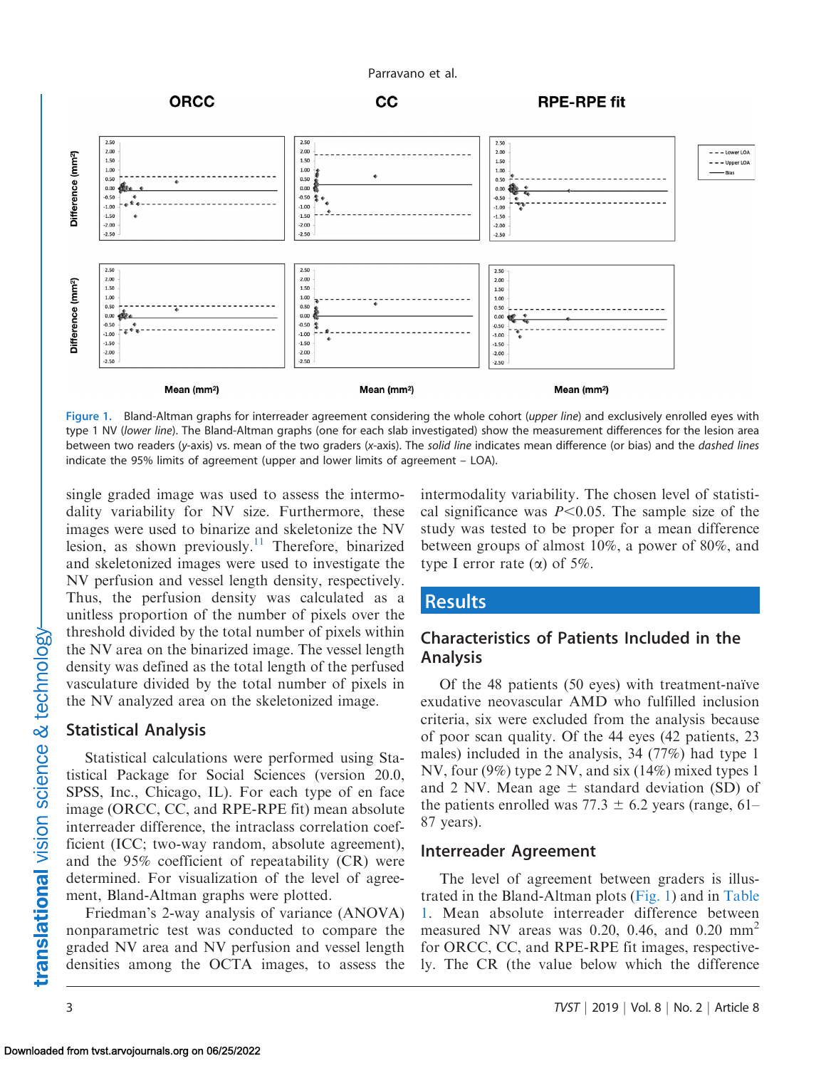**Figure 1.** Bland-Altman graphs for interreader agreement considering the whole cohort (*upper line*) and exclusively enrolled eyes with type 1 NV (*lower line*). The Bland-Altman graphs (one for each slab investigated) show the measurement differences for the lesion area between two readers (*y*-axis) vs. mean of the two graders (*x*-axis). The *solid line* indicates mean difference (or bias) and the *dashed lines* indicate the 95% limits of agreement (upper and lower limits of agreement – LOA).

single graded image was used to assess the intermodality variability for NV size. Furthermore, these images were used to binarize and skeletonize the NV lesion, as shown previously.[11] Therefore, binarized and skeletonized images were used to investigate the NV perfusion and vessel length density, respectively. Thus, the perfusion density was calculated as a unitless proportion of the number of pixels over the threshold divided by the total number of pixels within the NV area on the binarized image. The vessel length density was defined as the total length of the perfused vasculature divided by the total number of pixels in the NV analyzed area on the skeletonized image.

## Statistical Analysis

Statistical calculations were performed using Statistical Package for Social Sciences (version 20.0, SPSS, Inc., Chicago, IL). For each type of en face image (ORCC, CC, and RPE-RPE fit) mean absolute interreader difference, the intraclass correlation coefficient (ICC; two-way random, absolute agreement), and the 95% coefficient of repeatability (CR) were determined. For visualization of the level of agreement, Bland-Altman graphs were plotted.

Friedman's 2-way analysis of variance (ANOVA) nonparametric test was conducted to compare the graded NV area and NV perfusion and vessel length densities among the OCTA images, to assess the intermodality variability. The chosen level of statistical significance was $P<0.05$. The sample size of the study was tested to be proper for a mean difference between groups of almost 10%, a power of 80%, and type I error rate ($\alpha$) of 5%.

# Results

## Characteristics of Patients Included in the Analysis

Of the 48 patients (50 eyes) with treatment-naïve exudative neovascular AMD who fulfilled inclusion criteria, six were excluded from the analysis because of poor scan quality. Of the 44 eyes (42 patients, 23 males) included in the analysis, 34 (77%) had type 1 NV, four (9%) type 2 NV, and six (14%) mixed types 1 and 2 NV. Mean age $\pm$ standard deviation (SD) of the patients enrolled was 77.3 $\pm$ 6.2 years (range, 61–87 years).

## Interreader Agreement

The level of agreement between graders is illustrated in the Bland-Altman plots (Fig. 1) and in Table 1. Mean absolute interreader difference between measured NV areas was 0.20, 0.46, and 0.20 mm$^2$ for ORCC, CC, and RPE-RPE fit images, respectively. The CR (the value below which the difference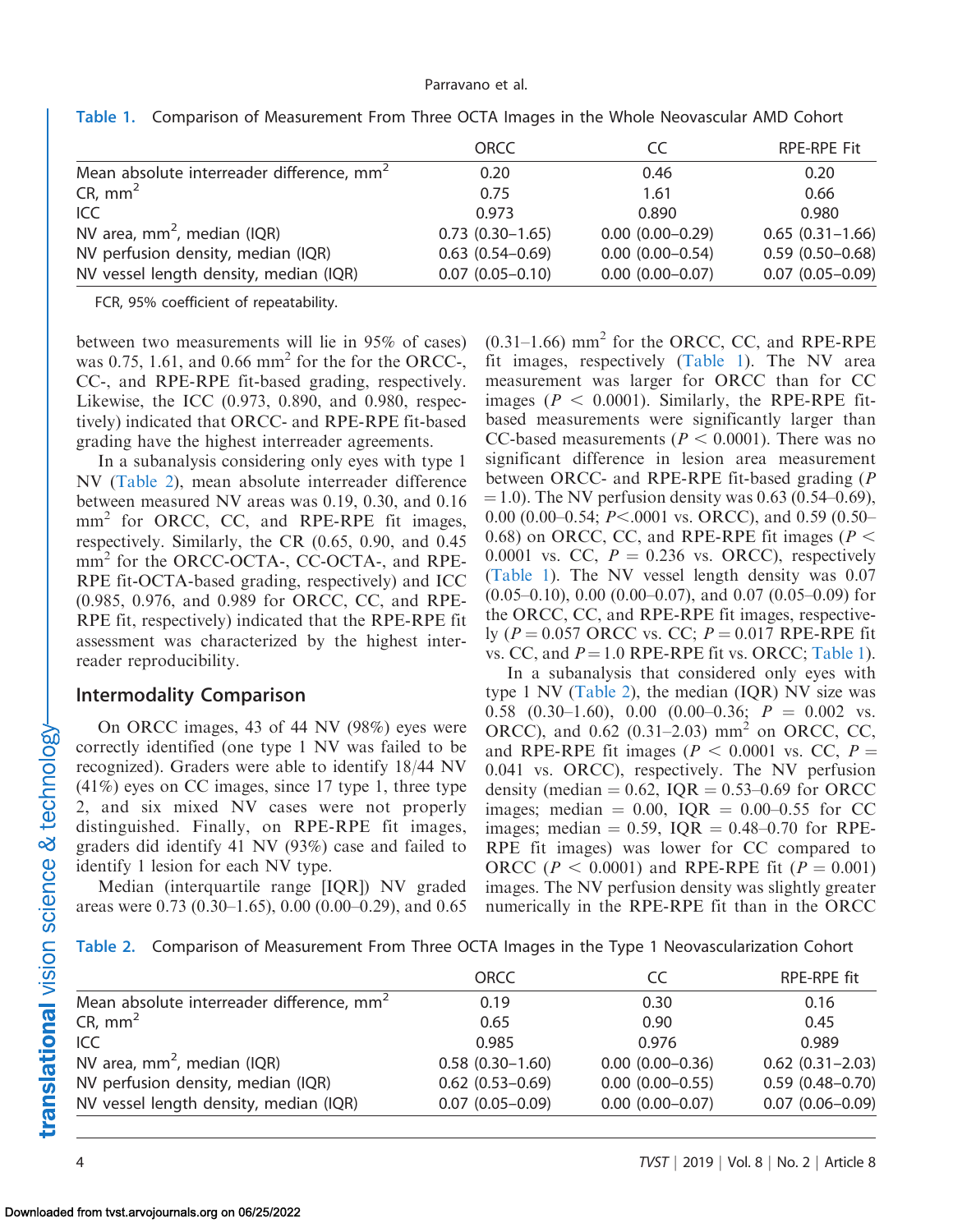**Table 1.** Comparison of Measurement From Three OCTA Images in the Whole Neovascular AMD Cohort

| | ORCC | CC | RPE-RPE Fit |
|---|---|---|---|
| Mean absolute interreader difference, mm$^2$ | 0.20 | 0.46 | 0.20 |
| CR, mm$^2$ | 0.75 | 1.61 | 0.66 |
| ICC | 0.973 | 0.890 | 0.980 |
| NV area, mm$^2$, median (IQR) | 0.73 (0.30–1.65) | 0.00 (0.00–0.29) | 0.65 (0.31–1.66) |
| NV perfusion density, median (IQR) | 0.63 (0.54–0.69) | 0.00 (0.00–0.54) | 0.59 (0.50–0.68) |
| NV vessel length density, median (IQR) | 0.07 (0.05–0.10) | 0.00 (0.00–0.07) | 0.07 (0.05–0.09) |

FCR, 95% coefficient of repeatability.

between two measurements will lie in 95% of cases) was 0.75, 1.61, and 0.66 mm$^2$ for the for the ORCC-, CC-, and RPE-RPE fit-based grading, respectively. Likewise, the ICC (0.973, 0.890, and 0.980, respectively) indicated that ORCC- and RPE-RPE fit-based grading have the highest interreader agreements.

In a subanalysis considering only eyes with type 1 NV (Table 2), mean absolute interreader difference between measured NV areas was 0.19, 0.30, and 0.16 mm$^2$ for ORCC, CC, and RPE-RPE fit images, respectively. Similarly, the CR (0.65, 0.90, and 0.45 mm$^2$ for the ORCC-OCTA-, CC-OCTA-, and RPE-RPE fit-OCTA-based grading, respectively) and ICC (0.985, 0.976, and 0.989 for ORCC, CC, and RPE-RPE fit, respectively) indicated that the RPE-RPE fit assessment was characterized by the highest interreader reproducibility.

## Intermodality Comparison

On ORCC images, 43 of 44 NV (98%) eyes were correctly identified (one type 1 NV was failed to be recognized). Graders were able to identify 18/44 NV (41%) eyes on CC images, since 17 type 1, three type 2, and six mixed NV cases were not properly distinguished. Finally, on RPE-RPE fit images, graders did identify 41 NV (93%) case and failed to identify 1 lesion for each NV type.

Median (interquartile range [IQR]) NV graded areas were 0.73 (0.30–1.65), 0.00 (0.00–0.29), and 0.65 (0.31–1.66) mm$^2$ for the ORCC, CC, and RPE-RPE fit images, respectively (Table 1). The NV area measurement was larger for ORCC than for CC images ($P < 0.0001$). Similarly, the RPE-RPE fit-based measurements were significantly larger than CC-based measurements ($P < 0.0001$). There was no significant difference in lesion area measurement between ORCC- and RPE-RPE fit-based grading ($P = 1.0$). The NV perfusion density was 0.63 (0.54–0.69), 0.00 (0.00–0.54; $P < .0001$ vs. ORCC), and 0.59 (0.50–0.68) on ORCC, CC, and RPE-RPE fit images ($P < 0.0001$ vs. CC, $P = 0.236$ vs. ORCC), respectively (Table 1). The NV vessel length density was 0.07 (0.05–0.10), 0.00 (0.00–0.07), and 0.07 (0.05–0.09) for the ORCC, CC, and RPE-RPE fit images, respectively ($P = 0.057$ ORCC vs. CC; $P = 0.017$ RPE-RPE fit vs. CC, and $P = 1.0$ RPE-RPE fit vs. ORCC; Table 1).

In a subanalysis that considered only eyes with type 1 NV (Table 2), the median (IQR) NV size was 0.58 (0.30–1.60), 0.00 (0.00–0.36; $P = 0.002$ vs. ORCC), and 0.62 (0.31–2.03) mm$^2$ on ORCC, CC, and RPE-RPE fit images ($P < 0.0001$ vs. CC, $P = 0.041$ vs. ORCC), respectively. The NV perfusion density (median = 0.62, IQR = 0.53–0.69 for ORCC images; median = 0.00, IQR = 0.00–0.55 for CC images; median = 0.59, IQR = 0.48–0.70 for RPE-RPE fit images) was lower for CC compared to ORCC ($P < 0.0001$) and RPE-RPE fit ($P = 0.001$) images. The NV perfusion density was slightly greater numerically in the RPE-RPE fit than in the ORCC

**Table 2.** Comparison of Measurement From Three OCTA Images in the Type 1 Neovascularization Cohort

| | ORCC | CC | RPE-RPE fit |
|---|---|---|---|
| Mean absolute interreader difference, mm$^2$ | 0.19 | 0.30 | 0.16 |
| CR, mm$^2$ | 0.65 | 0.90 | 0.45 |
| ICC | 0.985 | 0.976 | 0.989 |
| NV area, mm$^2$, median (IQR) | 0.58 (0.30–1.60) | 0.00 (0.00–0.36) | 0.62 (0.31–2.03) |
| NV perfusion density, median (IQR) | 0.62 (0.53–0.69) | 0.00 (0.00–0.55) | 0.59 (0.48–0.70) |
| NV vessel length density, median (IQR) | 0.07 (0.05–0.09) | 0.00 (0.00–0.07) | 0.07 (0.06–0.09) |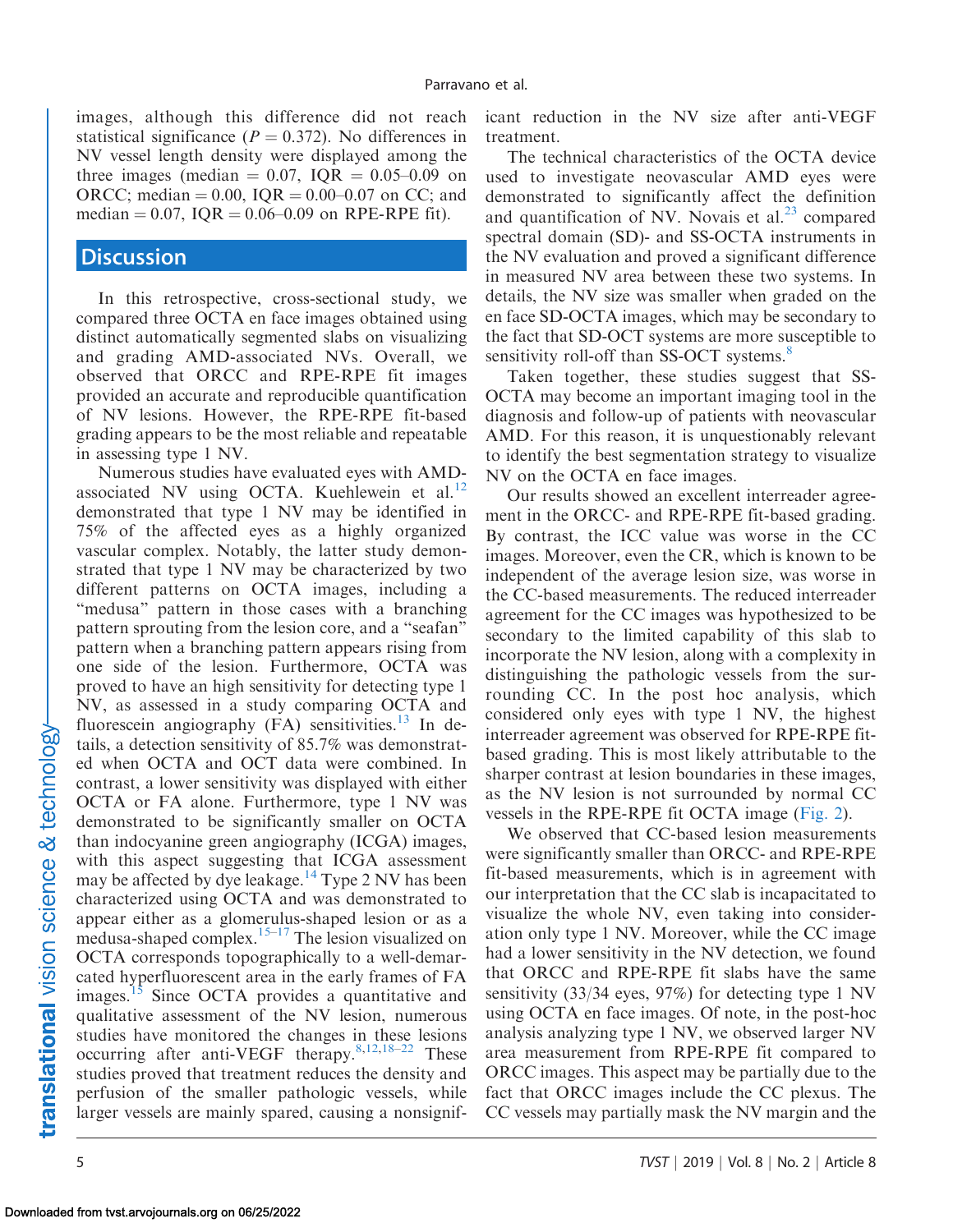images, although this difference did not reach statistical significance ($P = 0.372$). No differences in NV vessel length density were displayed among the three images (median = 0.07, IQR = 0.05–0.09 on ORCC; median = 0.00, IQR = 0.00–0.07 on CC; and median = 0.07, IQR = 0.06–0.09 on RPE-RPE fit).

## Discussion

In this retrospective, cross-sectional study, we compared three OCTA en face images obtained using distinct automatically segmented slabs on visualizing and grading AMD-associated NVs. Overall, we observed that ORCC and RPE-RPE fit images provided an accurate and reproducible quantification of NV lesions. However, the RPE-RPE fit-based grading appears to be the most reliable and repeatable in assessing type 1 NV.

Numerous studies have evaluated eyes with AMD-associated NV using OCTA. Kuehlewein et al.[12] demonstrated that type 1 NV may be identified in 75% of the affected eyes as a highly organized vascular complex. Notably, the latter study demonstrated that type 1 NV may be characterized by two different patterns on OCTA images, including a "medusa" pattern in those cases with a branching pattern sprouting from the lesion core, and a "seafan" pattern when a branching pattern appears rising from one side of the lesion. Furthermore, OCTA was proved to have an high sensitivity for detecting type 1 NV, as assessed in a study comparing OCTA and fluorescein angiography (FA) sensitivities.[13] In details, a detection sensitivity of 85.7% was demonstrated when OCTA and OCT data were combined. In contrast, a lower sensitivity was displayed with either OCTA or FA alone. Furthermore, type 1 NV was demonstrated to be significantly smaller on OCTA than indocyanine green angiography (ICGA) images, with this aspect suggesting that ICGA assessment may be affected by dye leakage.[14] Type 2 NV has been characterized using OCTA and was demonstrated to appear either as a glomerulus-shaped lesion or as a medusa-shaped complex.[15–17] The lesion visualized on OCTA corresponds topographically to a well-demarcated hyperfluorescent area in the early frames of FA images.[15] Since OCTA provides a quantitative and qualitative assessment of the NV lesion, numerous studies have monitored the changes in these lesions occurring after anti-VEGF therapy.[8,12,18–22] These studies proved that treatment reduces the density and perfusion of the smaller pathologic vessels, while larger vessels are mainly spared, causing a nonsignificant reduction in the NV size after anti-VEGF treatment.

The technical characteristics of the OCTA device used to investigate neovascular AMD eyes were demonstrated to significantly affect the definition and quantification of NV. Novais et al.[23] compared spectral domain (SD)- and SS-OCTA instruments in the NV evaluation and proved a significant difference in measured NV area between these two systems. In details, the NV size was smaller when graded on the en face SD-OCTA images, which may be secondary to the fact that SD-OCT systems are more susceptible to sensitivity roll-off than SS-OCT systems.[8]

Taken together, these studies suggest that SS-OCTA may become an important imaging tool in the diagnosis and follow-up of patients with neovascular AMD. For this reason, it is unquestionably relevant to identify the best segmentation strategy to visualize NV on the OCTA en face images.

Our results showed an excellent interreader agreement in the ORCC- and RPE-RPE fit-based grading. By contrast, the ICC value was worse in the CC images. Moreover, even the CR, which is known to be independent of the average lesion size, was worse in the CC-based measurements. The reduced interreader agreement for the CC images was hypothesized to be secondary to the limited capability of this slab to incorporate the NV lesion, along with a complexity in distinguishing the pathologic vessels from the surrounding CC. In the post hoc analysis, which considered only eyes with type 1 NV, the highest interreader agreement was observed for RPE-RPE fit-based grading. This is most likely attributable to the sharper contrast at lesion boundaries in these images, as the NV lesion is not surrounded by normal CC vessels in the RPE-RPE fit OCTA image (Fig. 2).

We observed that CC-based lesion measurements were significantly smaller than ORCC- and RPE-RPE fit-based measurements, which is in agreement with our interpretation that the CC slab is incapacitated to visualize the whole NV, even taking into consideration only type 1 NV. Moreover, while the CC image had a lower sensitivity in the NV detection, we found that ORCC and RPE-RPE fit slabs have the same sensitivity (33/34 eyes, 97%) for detecting type 1 NV using OCTA en face images. Of note, in the post-hoc analysis analyzing type 1 NV, we observed larger NV area measurement from RPE-RPE fit compared to ORCC images. This aspect may be partially due to the fact that ORCC images include the CC plexus. The CC vessels may partially mask the NV margin and the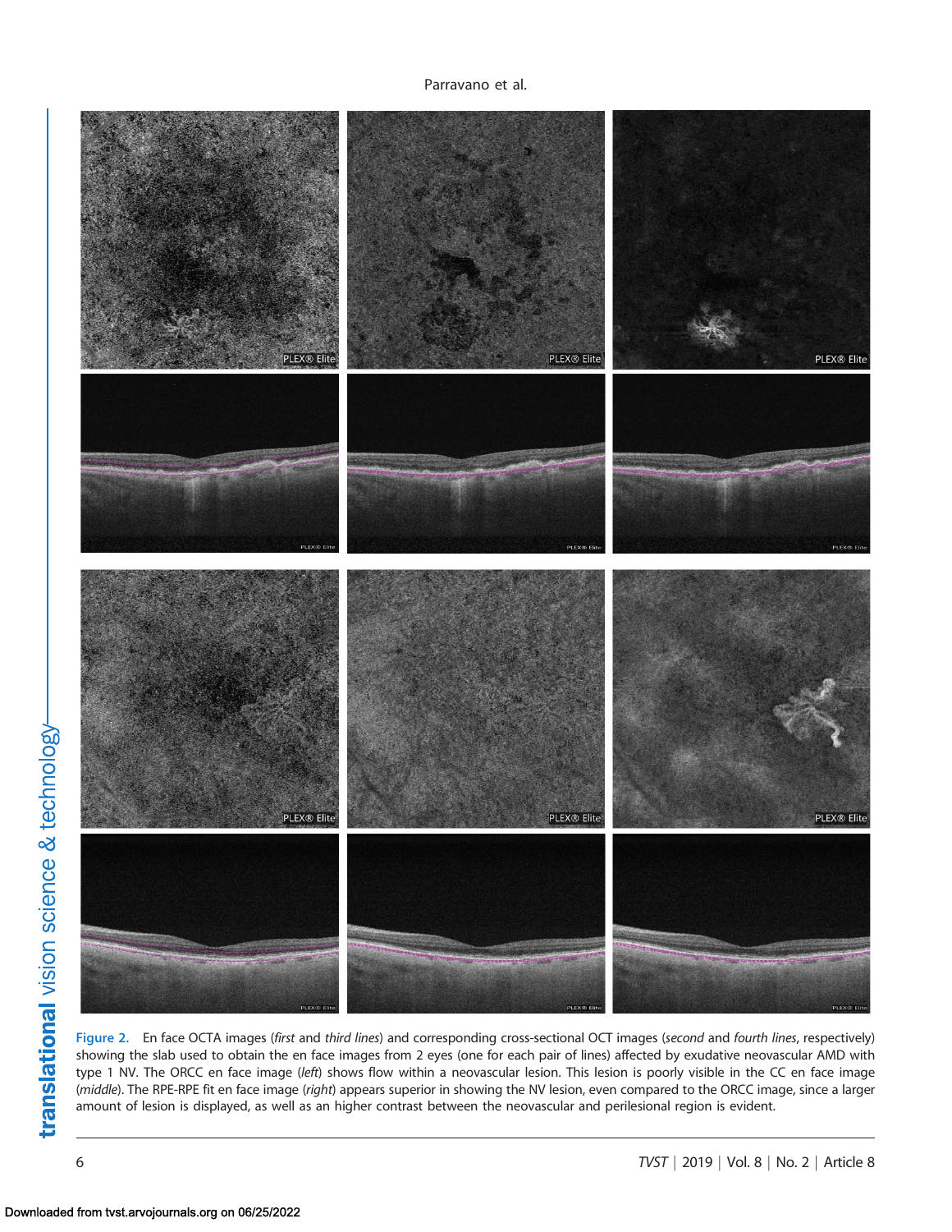Figure 2. En face OCTA images (*first* and *third lines*) and corresponding cross-sectional OCT images (*second* and *fourth lines*, respectively) showing the slab used to obtain the en face images from 2 eyes (one for each pair of lines) affected by exudative neovascular AMD with type 1 NV. The ORCC en face image (*left*) shows flow within a neovascular lesion. This lesion is poorly visible in the CC en face image (*middle*). The RPE-RPE fit en face image (*right*) appears superior in showing the NV lesion, even compared to the ORCC image, since a larger amount of lesion is displayed, as well as an higher contrast between the neovascular and perilesional region is evident.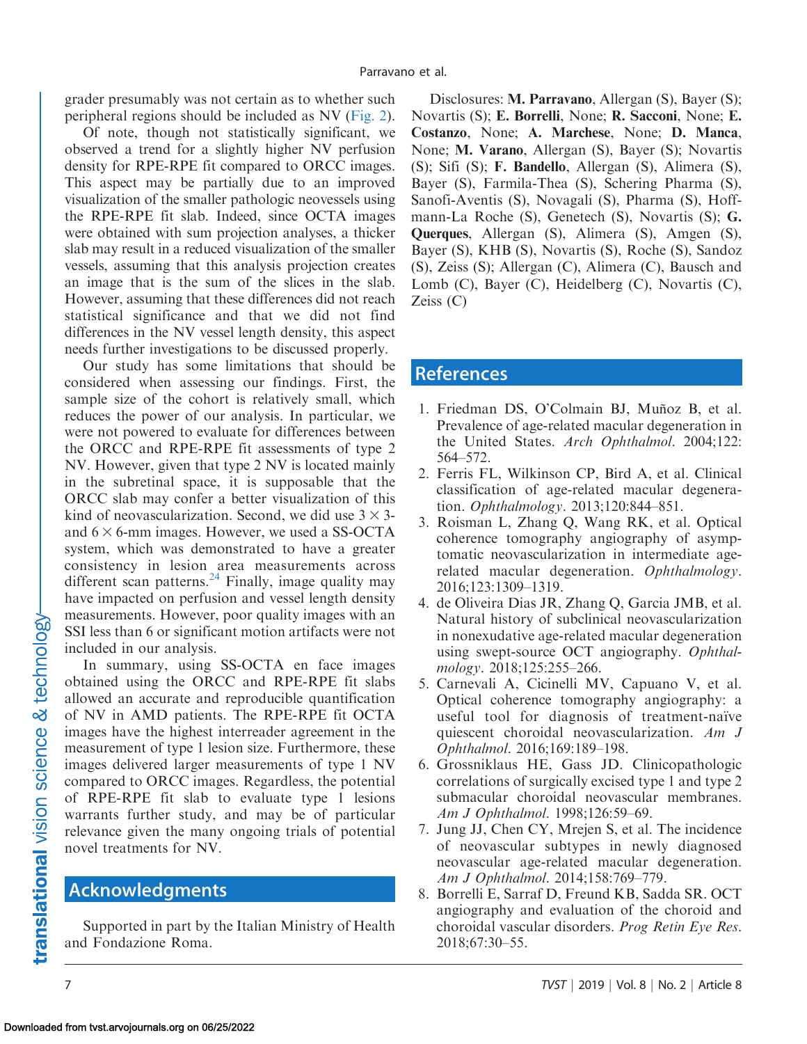grader presumably was not certain as to whether such peripheral regions should be included as NV (Fig. 2).

Of note, though not statistically significant, we observed a trend for a slightly higher NV perfusion density for RPE-RPE fit compared to ORCC images. This aspect may be partially due to an improved visualization of the smaller pathologic neovessels using the RPE-RPE fit slab. Indeed, since OCTA images were obtained with sum projection analyses, a thicker slab may result in a reduced visualization of the smaller vessels, assuming that this analysis projection creates an image that is the sum of the slices in the slab. However, assuming that these differences did not reach statistical significance and that we did not find differences in the NV vessel length density, this aspect needs further investigations to be discussed properly.

Our study has some limitations that should be considered when assessing our findings. First, the sample size of the cohort is relatively small, which reduces the power of our analysis. In particular, we were not powered to evaluate for differences between the ORCC and RPE-RPE fit assessments of type 2 NV. However, given that type 2 NV is located mainly in the subretinal space, it is supposable that the ORCC slab may confer a better visualization of this kind of neovascularization. Second, we did use $3 \times 3$- and $6 \times 6$-mm images. However, we used a SS-OCTA system, which was demonstrated to have a greater consistency in lesion area measurements across different scan patterns.[24] Finally, image quality may have impacted on perfusion and vessel length density measurements. However, poor quality images with an SSI less than 6 or significant motion artifacts were not included in our analysis.

In summary, using SS-OCTA en face images obtained using the ORCC and RPE-RPE fit slabs allowed an accurate and reproducible quantification of NV in AMD patients. The RPE-RPE fit OCTA images have the highest interreader agreement in the measurement of type 1 lesion size. Furthermore, these images delivered larger measurements of type 1 NV compared to ORCC images. Regardless, the potential of RPE-RPE fit slab to evaluate type 1 lesions warrants further study, and may be of particular relevance given the many ongoing trials of potential novel treatments for NV.

## Acknowledgments

Supported in part by the Italian Ministry of Health and Fondazione Roma.

Disclosures: **M. Parravano**, Allergan (S), Bayer (S); Novartis (S); **E. Borrelli**, None; **R. Sacconi**, None; **E. Costanzo**, None; **A. Marchese**, None; **D. Manca**, None; **M. Varano**, Allergan (S), Bayer (S); Novartis (S); Sifi (S); **F. Bandello**, Allergan (S), Alimera (S), Bayer (S), Farmila-Thea (S), Schering Pharma (S), Sanofi-Aventis (S), Novagali (S), Pharma (S), Hoffmann-La Roche (S), Genetech (S), Novartis (S); **G. Querques**, Allergan (S), Alimera (S), Amgen (S), Bayer (S), KHB (S), Novartis (S), Roche (S), Sandoz (S), Zeiss (S); Allergan (C), Alimera (C), Bausch and Lomb (C), Bayer (C), Heidelberg (C), Novartis (C), Zeiss (C)

## References

1. Friedman DS, O'Colmain BJ, Muñoz B, et al. Prevalence of age-related macular degeneration in the United States. *Arch Ophthalmol*. 2004;122:564–572.
2. Ferris FL, Wilkinson CP, Bird A, et al. Clinical classification of age-related macular degeneration. *Ophthalmology*. 2013;120:844–851.
3. Roisman L, Zhang Q, Wang RK, et al. Optical coherence tomography angiography of asymptomatic neovascularization in intermediate age-related macular degeneration. *Ophthalmology*. 2016;123:1309–1319.
4. de Oliveira Dias JR, Zhang Q, Garcia JMB, et al. Natural history of subclinical neovascularization in nonexudative age-related macular degeneration using swept-source OCT angiography. *Ophthalmology*. 2018;125:255–266.
5. Carnevali A, Cicinelli MV, Capuano V, et al. Optical coherence tomography angiography: a useful tool for diagnosis of treatment-naïve quiescent choroidal neovascularization. *Am J Ophthalmol*. 2016;169:189–198.
6. Grossniklaus HE, Gass JD. Clinicopathologic correlations of surgically excised type 1 and type 2 submacular choroidal neovascular membranes. *Am J Ophthalmol*. 1998;126:59–69.
7. Jung JJ, Chen CY, Mrejen S, et al. The incidence of neovascular subtypes in newly diagnosed neovascular age-related macular degeneration. *Am J Ophthalmol*. 2014;158:769–779.
8. Borrelli E, Sarraf D, Freund KB, Sadda SR. OCT angiography and evaluation of the choroid and choroidal vascular disorders. *Prog Retin Eye Res*. 2018;67:30–55.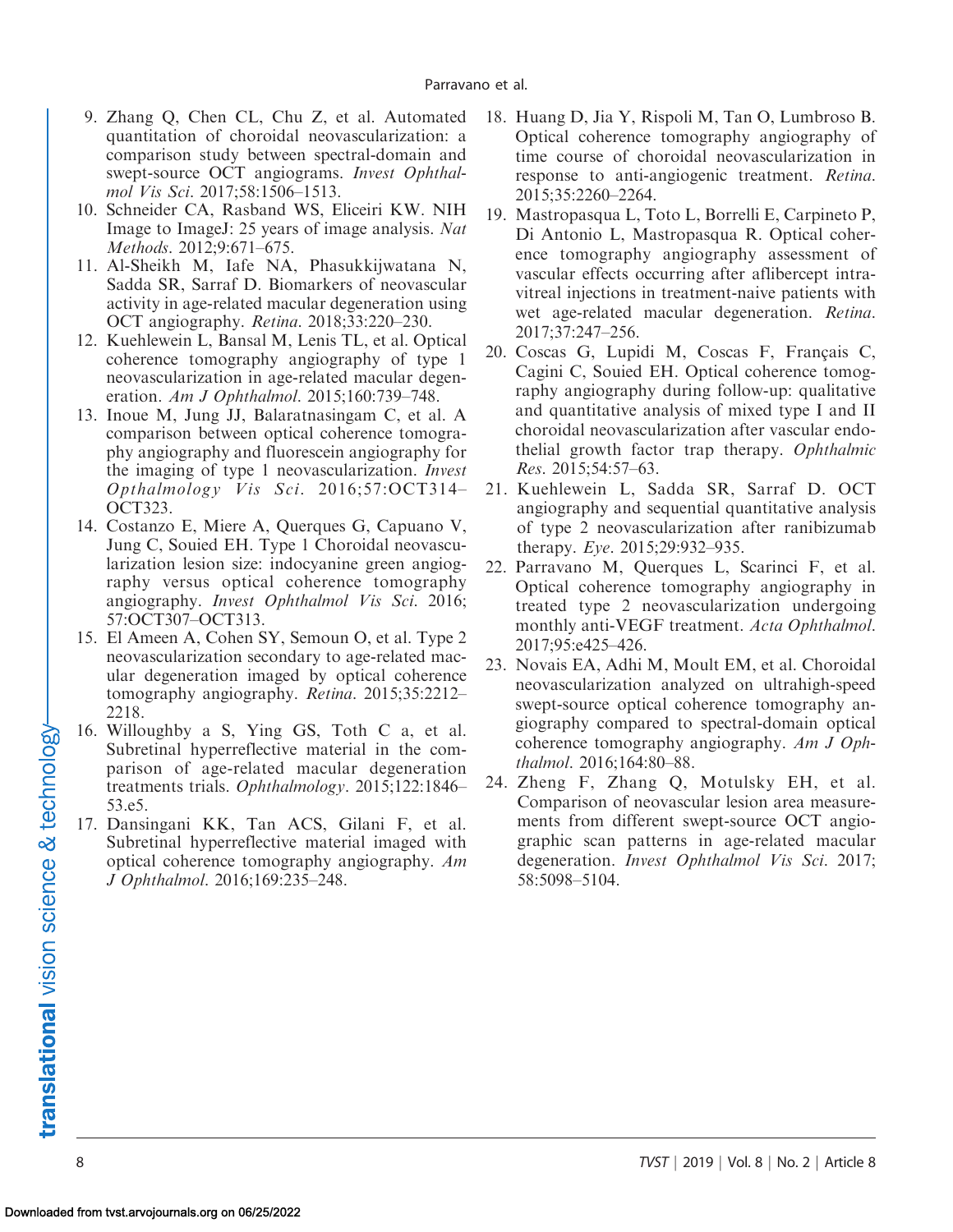9. Zhang Q, Chen CL, Chu Z, et al. Automated quantitation of choroidal neovascularization: a comparison study between spectral-domain and swept-source OCT angiograms. *Invest Ophthalmol Vis Sci*. 2017;58:1506–1513.
10. Schneider CA, Rasband WS, Eliceiri KW. NIH Image to ImageJ: 25 years of image analysis. *Nat Methods*. 2012;9:671–675.
11. Al-Sheikh M, Iafe NA, Phasukkijwatana N, Sadda SR, Sarraf D. Biomarkers of neovascular activity in age-related macular degeneration using OCT angiography. *Retina*. 2018;33:220–230.
12. Kuehlewein L, Bansal M, Lenis TL, et al. Optical coherence tomography angiography of type 1 neovascularization in age-related macular degeneration. *Am J Ophthalmol*. 2015;160:739–748.
13. Inoue M, Jung JJ, Balaratnasingam C, et al. A comparison between optical coherence tomography angiography and fluorescein angiography for the imaging of type 1 neovascularization. *Invest Opthalmology Vis Sci*. 2016;57:OCT314–OCT323.
14. Costanzo E, Miere A, Querques G, Capuano V, Jung C, Souied EH. Type 1 Choroidal neovascularization lesion size: indocyanine green angiography versus optical coherence tomography angiography. *Invest Ophthalmol Vis Sci*. 2016; 57:OCT307–OCT313.
15. El Ameen A, Cohen SY, Semoun O, et al. Type 2 neovascularization secondary to age-related macular degeneration imaged by optical coherence tomography angiography. *Retina*. 2015;35:2212–2218.
16. Willoughby a S, Ying GS, Toth C a, et al. Subretinal hyperreflective material in the comparison of age-related macular degeneration treatments trials. *Ophthalmology*. 2015;122:1846–53.e5.
17. Dansingani KK, Tan ACS, Gilani F, et al. Subretinal hyperreflective material imaged with optical coherence tomography angiography. *Am J Ophthalmol*. 2016;169:235–248.
18. Huang D, Jia Y, Rispoli M, Tan O, Lumbroso B. Optical coherence tomography angiography of time course of choroidal neovascularization in response to anti-angiogenic treatment. *Retina*. 2015;35:2260–2264.
19. Mastropasqua L, Toto L, Borrelli E, Carpineto P, Di Antonio L, Mastropasqua R. Optical coherence tomography angiography assessment of vascular effects occurring after aflibercept intravitreal injections in treatment-naive patients with wet age-related macular degeneration. *Retina*. 2017;37:247–256.
20. Coscas G, Lupidi M, Coscas F, Français C, Cagini C, Souied EH. Optical coherence tomography angiography during follow-up: qualitative and quantitative analysis of mixed type I and II choroidal neovascularization after vascular endothelial growth factor trap therapy. *Ophthalmic Res*. 2015;54:57–63.
21. Kuehlewein L, Sadda SR, Sarraf D. OCT angiography and sequential quantitative analysis of type 2 neovascularization after ranibizumab therapy. *Eye*. 2015;29:932–935.
22. Parravano M, Querques L, Scarinci F, et al. Optical coherence tomography angiography in treated type 2 neovascularization undergoing monthly anti-VEGF treatment. *Acta Ophthalmol*. 2017;95:e425–426.
23. Novais EA, Adhi M, Moult EM, et al. Choroidal neovascularization analyzed on ultrahigh-speed swept-source optical coherence tomography angiography compared to spectral-domain optical coherence tomography angiography. *Am J Ophthalmol*. 2016;164:80–88.
24. Zheng F, Zhang Q, Motulsky EH, et al. Comparison of neovascular lesion area measurements from different swept-source OCT angiographic scan patterns in age-related macular degeneration. *Invest Ophthalmol Vis Sci*. 2017; 58:5098–5104.